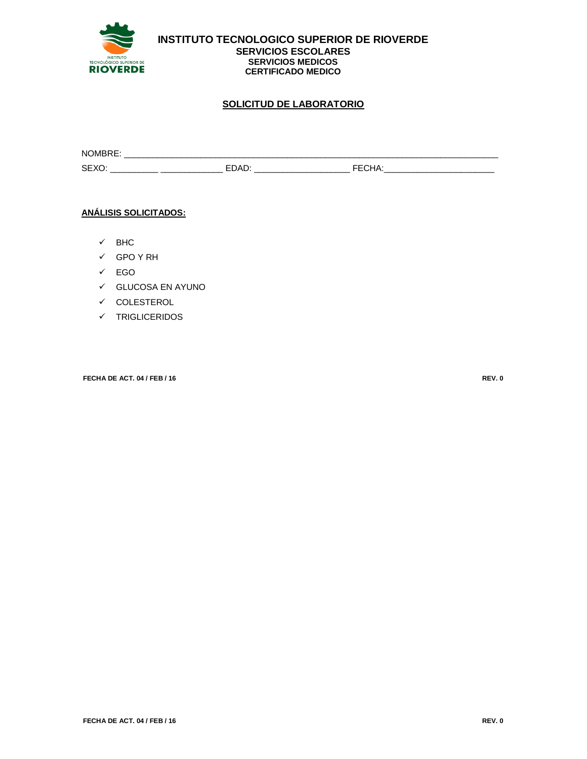# INSTITUTO TECNOLOGICO SUPERIOR DE RIOVERDE

**SERVICIOS ESCOLARES**

**SERVICIOS MEDICOS**

**CERTIFICADO MEDICO**

## SOLICITUD DE LABORATORIO

NOMBRE: ______________________________________________________________________________

SEXO: __________ _____________ EDAD: ____________________ FECHA:_______________________

**ANÁLISIS SOLICITADOS:**

- ✓ BHC
- ✓ GPO Y RH
- ✓ EGO
- ✓ GLUCOSA EN AYUNO
- ✓ COLESTEROL
- ✓ TRIGLICERIDOS

**FECHA DE ACT. 04 / FEB / 16** **REV. 0**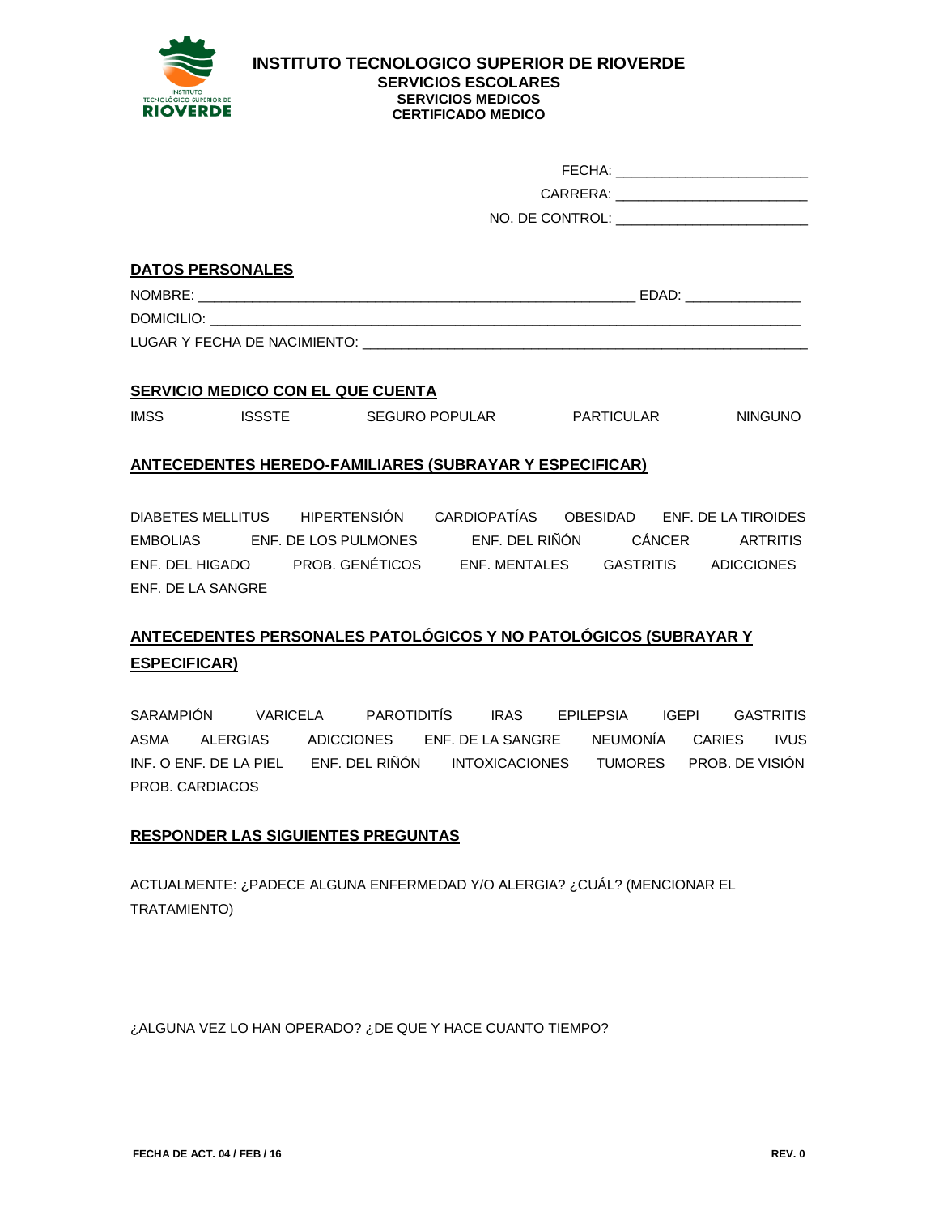**INSTITUTO TECNOLOGICO SUPERIOR DE RIOVERDE**
**SERVICIOS ESCOLARES**
**SERVICIOS MEDICOS**
**CERTIFICADO MEDICO**

FECHA: ________________________
CARRERA: ________________________
NO. DE CONTROL: ________________________

## DATOS PERSONALES

NOMBRE: _______________________________________________________ EDAD: ______________
DOMICILIO: ________________________________________________________________________________
LUGAR Y FECHA DE NACIMIENTO: ________________________________________________________

## SERVICIO MEDICO CON EL QUE CUENTA

IMSS    ISSSTE    SEGURO POPULAR    PARTICULAR    NINGUNO

## ANTECEDENTES HEREDO-FAMILIARES (SUBRAYAR Y ESPECIFICAR)

DIABETES MELLITUS    HIPERTENSIÓN    CARDIOPATÍAS    OBESIDAD    ENF. DE LA TIROIDES
EMBOLIAS    ENF. DE LOS PULMONES    ENF. DEL RIÑÓN    CÁNCER    ARTRITIS
ENF. DEL HIGADO    PROB. GENÉTICOS    ENF. MENTALES    GASTRITIS    ADICCIONES
ENF. DE LA SANGRE

## ANTECEDENTES PERSONALES PATOLÓGICOS Y NO PATOLÓGICOS (SUBRAYAR Y ESPECIFICAR)

SARAMPIÓN    VARICELA    PAROTIDITÍS    IRAS    EPILEPSIA    IGEPI    GASTRITIS
ASMA    ALERGIAS    ADICCIONES    ENF. DE LA SANGRE    NEUMONÍA    CARIES    IVUS
INF. O ENF. DE LA PIEL    ENF. DEL RIÑÓN    INTOXICACIONES    TUMORES    PROB. DE VISIÓN
PROB. CARDIACOS

## RESPONDER LAS SIGUIENTES PREGUNTAS

ACTUALMENTE: ¿PADECE ALGUNA ENFERMEDAD Y/O ALERGIA? ¿CUÁL? (MENCIONAR EL TRATAMIENTO)

¿ALGUNA VEZ LO HAN OPERADO? ¿DE QUE Y HACE CUANTO TIEMPO?

**FECHA DE ACT. 04 / FEB / 16**    **REV. 0**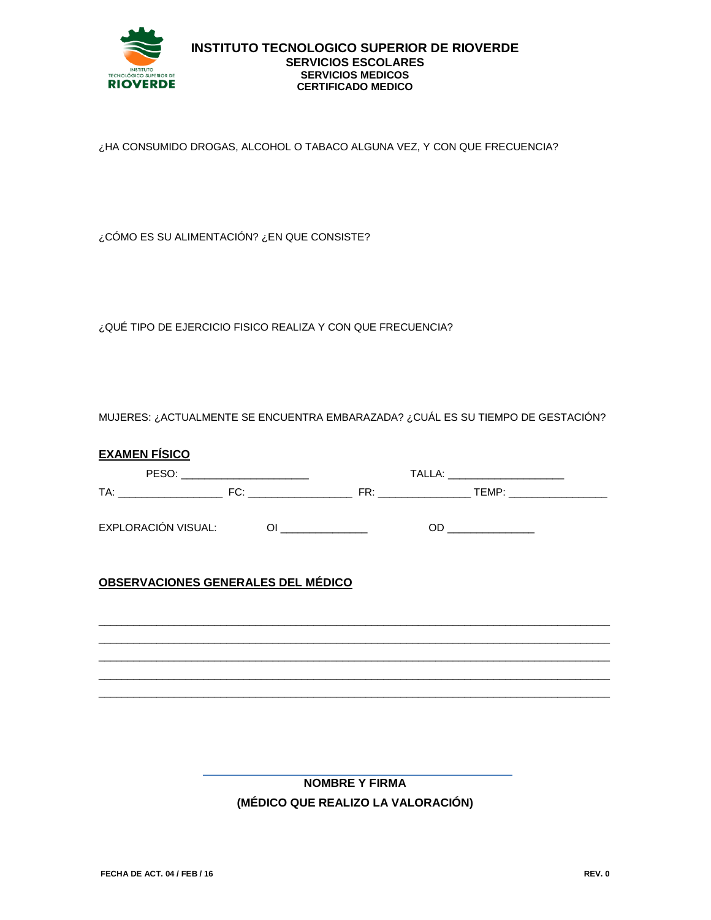# INSTITUTO TECNOLOGICO SUPERIOR DE RIOVERDE

## SERVICIOS ESCOLARES

### SERVICIOS MEDICOS

### CERTIFICADO MEDICO

¿HA CONSUMIDO DROGAS, ALCOHOL O TABACO ALGUNA VEZ, Y CON QUE FRECUENCIA?

¿CÓMO ES SU ALIMENTACIÓN? ¿EN QUE CONSISTE?

¿QUÉ TIPO DE EJERCICIO FISICO REALIZA Y CON QUE FRECUENCIA?

MUJERES: ¿ACTUALMENTE SE ENCUENTRA EMBARAZADA? ¿CUÁL ES SU TIEMPO DE GESTACIÓN?

**EXAMEN FÍSICO**

PESO: ____________________ TALLA: ____________________

TA: __________________ FC: __________________ FR: ________________ TEMP: _________________

EXPLORACIÓN VISUAL: OI _______________ OD _______________

**OBSERVACIONES GENERALES DEL MÉDICO**

_______________________________________________________________________________

_______________________________________________________________________________

_______________________________________________________________________________

_______________________________________________________________________________

_______________________________________________________________________________

**NOMBRE Y FIRMA**

**(MÉDICO QUE REALIZO LA VALORACIÓN)**

**FECHA DE ACT. 04 / FEB / 16** **REV. 0**